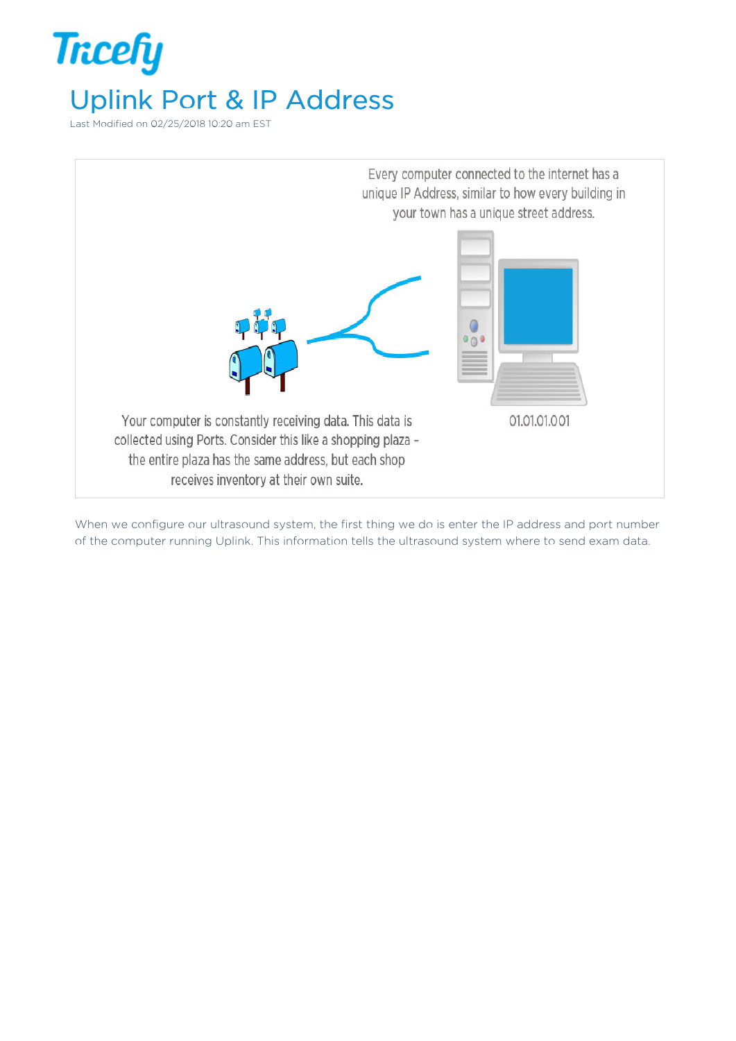# Uplink Port & IP Address

Last Modified on 02/25/2018 10:20 am EST

Every computer connected to the internet has a unique IP Address, similar to how every building in your town has a unique street address.

Your computer is constantly receiving data. This data is collected using Ports. Consider this like a shopping plaza - the entire plaza has the same address, but each shop receives inventory at their own suite.

01.01.01.001

When we configure our ultrasound system, the first thing we do is enter the IP address and port number of the computer running Uplink. This information tells the ultrasound system where to send exam data.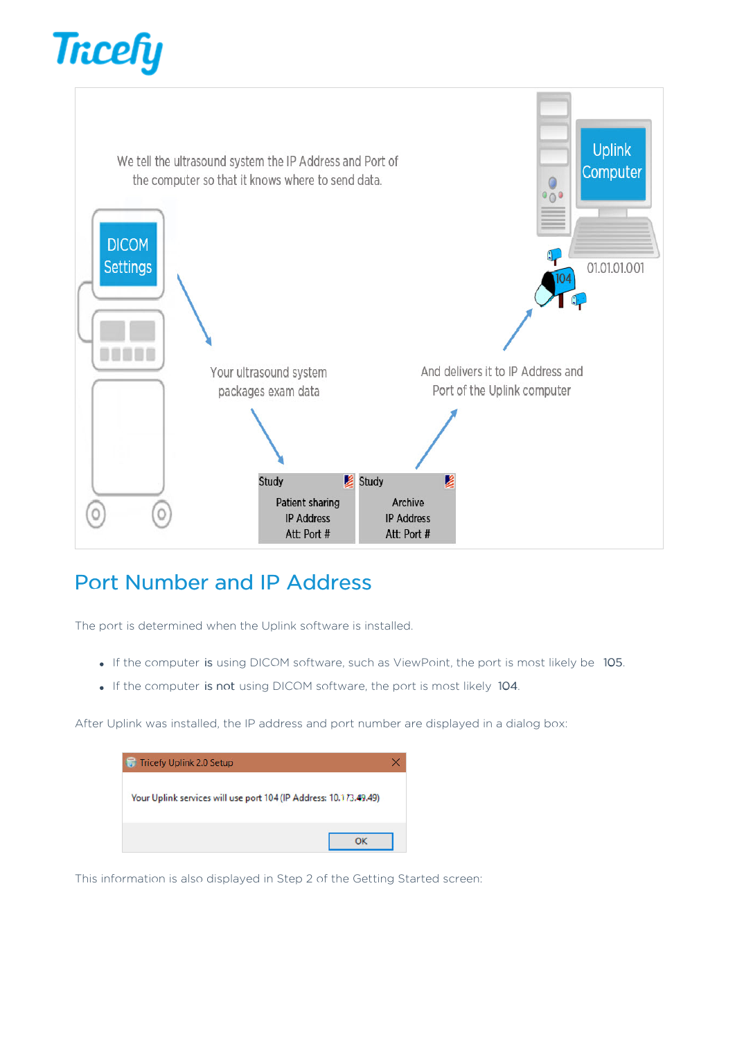We tell the ultrasound system the IP Address and Port of the computer so that it knows where to send data.

DICOM Settings

Uplink Computer

01.01.01.001

104

Your ultrasound system packages exam data

And delivers it to IP Address and Port of the Uplink computer

| Study | Study |
| --- | --- |
| Patient sharing<br>IP Address<br>Att: Port # | Archive<br>IP Address<br>Att: Port # |

## Port Number and IP Address

The port is determined when the Uplink software is installed.

- If the computer **is** using DICOM software, such as ViewPoint, the port is most likely be **105**.
- If the computer **is not** using DICOM software, the port is most likely **104**.

After Uplink was installed, the IP address and port number are displayed in a dialog box:

Tricefy Uplink 2.0 Setup

Your Uplink services will use port 104 (IP Address: 10.173.49.49)

OK

This information is also displayed in Step 2 of the Getting Started screen: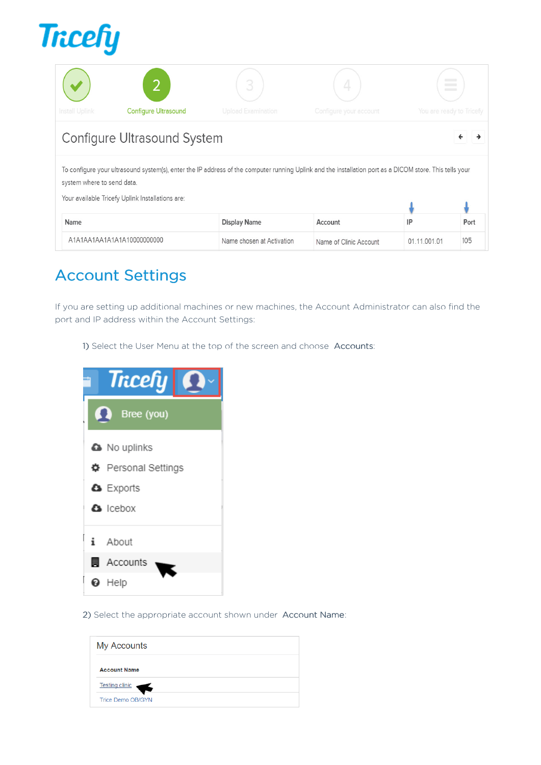Install Uplink | Configure Ultrasound | Upload Examination | Configure your account | You are ready to Tricefy

## Configure Ultrasound System

To configure your ultrasound system(s), enter the IP address of the computer running Uplink and the installation port as a DICOM store. This tells your system where to send data.

Your available Tricefy Uplink Installations are:

| Name | Display Name | Account | IP | Port |
|---|---|---|---|---|
| A1A1AA1AA1A1A1A10000000000 | Name chosen at Activation | Name of Clinic Account | 01.11.001.01 | 105 |

# Account Settings

If you are setting up additional machines or new machines, the Account Administrator can also find the port and IP address within the Account Settings:

1) Select the User Menu at the top of the screen and choose **Accounts**:

Bree (you)

- No uplinks
- Personal Settings
- Exports
- Icebox
- About
- Accounts
- Help

2) Select the appropriate account shown under **Account Name**:

My Accounts

| Account Name |
|---|
| Testing clinic |
| Trice Demo OB/GYN |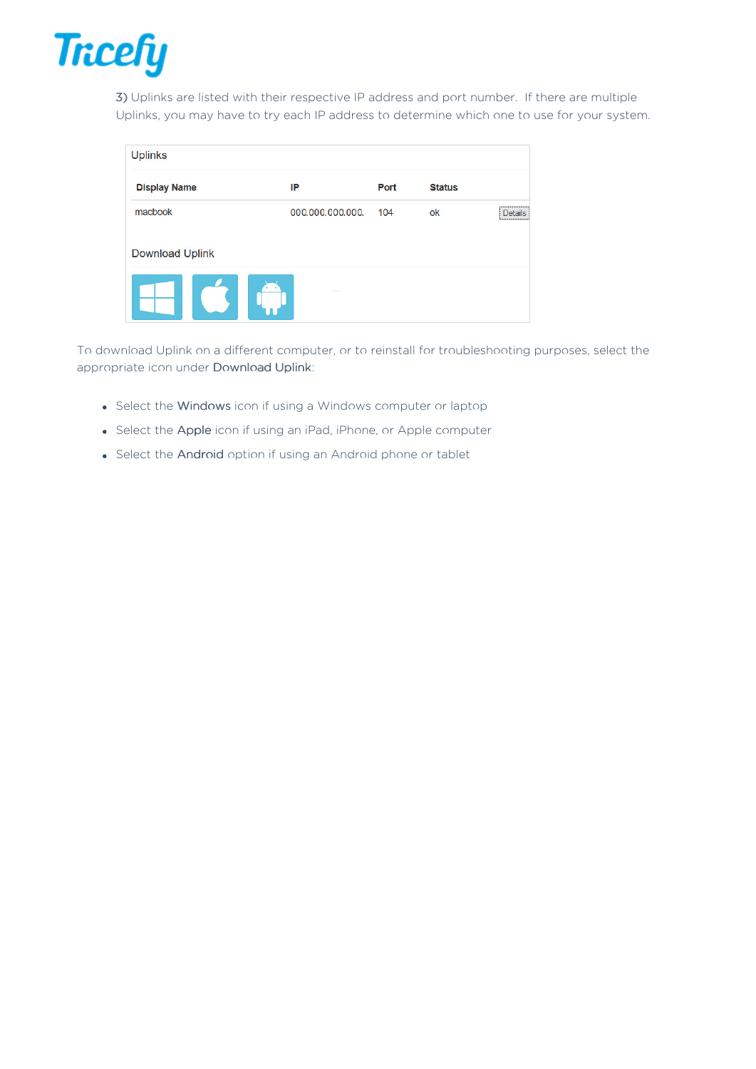3) Uplinks are listed with their respective IP address and port number. If there are multiple Uplinks, you may have to try each IP address to determine which one to use for your system.

Uplinks

| Display Name | IP | Port | Status | |
|---|---|---|---|---|
| macbook | 000.000.000.000. | 104 | ok | Details |

Download Uplink

To download Uplink on a different computer, or to reinstall for troubleshooting purposes, select the appropriate icon under Download Uplink:

- Select the Windows icon if using a Windows computer or laptop
- Select the Apple icon if using an iPad, iPhone, or Apple computer
- Select the Android option if using an Android phone or tablet